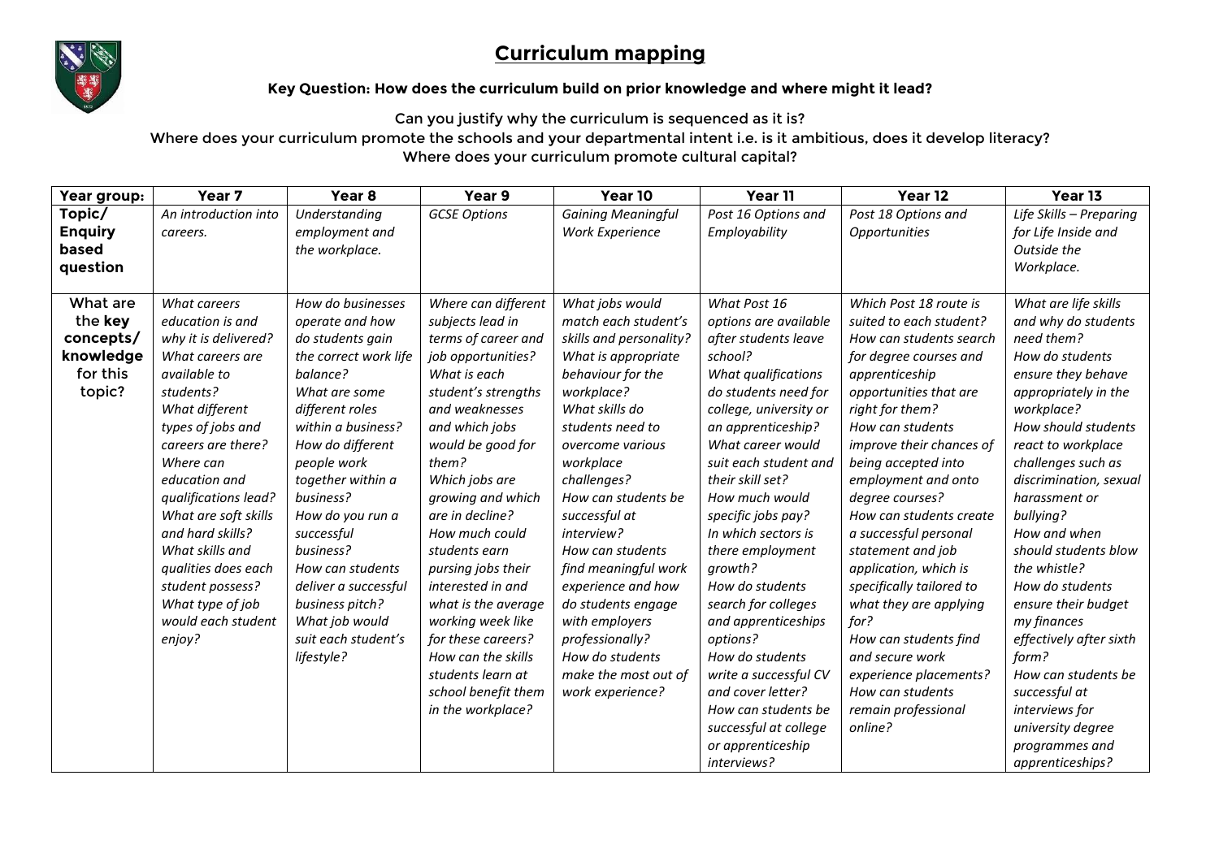# Curriculum mapping

**Key Question: How does the curriculum build on prior knowledge and where might it lead?**

Can you justify why the curriculum is sequenced as it is?
Where does your curriculum promote the schools and your departmental intent i.e. is it ambitious, does it develop literacy?
Where does your curriculum promote cultural capital?

| Year group: | Year 7 | Year 8 | Year 9 | Year 10 | Year 11 | Year 12 | Year 13 |
|---|---|---|---|---|---|---|---|
| **Topic/ Enquiry based question** | *An introduction into careers.* | *Understanding employment and the workplace.* | *GCSE Options* | *Gaining Meaningful Work Experience* | *Post 16 Options and Employability* | *Post 18 Options and Opportunities* | *Life Skills – Preparing for Life Inside and Outside the Workplace.* |
| What are the **key concepts/ knowledge** for this topic? | *What careers education is and why it is delivered? What careers are available to students? What different types of jobs and careers are there? Where can education and qualifications lead? What are soft skills and hard skills? What skills and qualities does each student possess? What type of job would each student enjoy?* | *How do businesses operate and how do students gain the correct work life balance? What are some different roles within a business? How do different people work together within a business? How do you run a successful business? How can students deliver a successful business pitch? What job would suit each student's lifestyle?* | *Where can different subjects lead in terms of career and job opportunities? What is each student's strengths and weaknesses and which jobs would be good for them? Which jobs are growing and which are in decline? How much could students earn pursing jobs their interested in and what is the average working week like for these careers? How can the skills students learn at school benefit them in the workplace?* | *What jobs would match each student's skills and personality? What is appropriate behaviour for the workplace? What skills do students need to overcome various workplace challenges? How can students be successful at interview? How can students find meaningful work experience and how do students engage with employers professionally? How do students make the most out of work experience?* | *What Post 16 options are available after students leave school? What qualifications do students need for college, university or an apprenticeship? What career would suit each student and their skill set? How much would specific jobs pay? In which sectors is there employment growth? How do students search for colleges and apprenticeships options? How do students write a successful CV and cover letter? How can students be successful at college or apprenticeship interviews?* | *Which Post 18 route is suited to each student? How can students search for degree courses and apprenticeship opportunities that are right for them? How can students improve their chances of being accepted into employment and onto degree courses? How can students create a successful personal statement and job application, which is specifically tailored to what they are applying for? How can students find and secure work experience placements? How can students remain professional online?* | *What are life skills and why do students need them? How do students ensure they behave appropriately in the workplace? How should students react to workplace challenges such as discrimination, sexual harassment or bullying? How and when should students blow the whistle? How do students ensure their budget my finances effectively after sixth form? How can students be successful at interviews for university degree programmes and apprenticeships?* |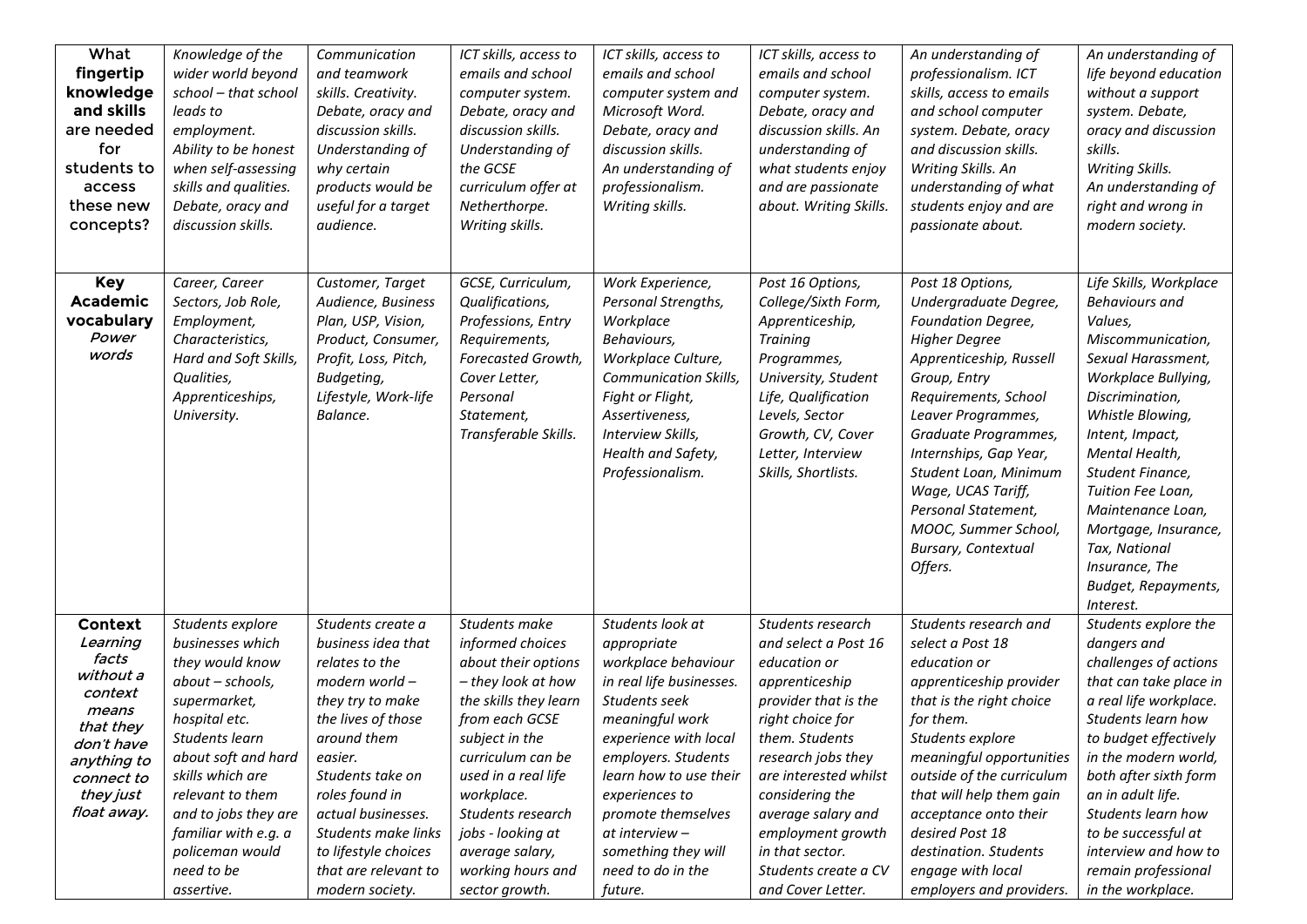| **What fingertip knowledge and skills are needed for students to access these new concepts?** | *Knowledge of the wider world beyond school – that school leads to employment. Ability to be honest when self-assessing skills and qualities. Debate, oracy and discussion skills.* | *Communication and teamwork skills. Creativity. Debate, oracy and discussion skills. Understanding of why certain products would be useful for a target audience.* | *ICT skills, access to emails and school computer system. Debate, oracy and discussion skills. Understanding of the GCSE curriculum offer at Netherthorpe. Writing skills.* | *ICT skills, access to emails and school computer system and Microsoft Word. Debate, oracy and discussion skills. An understanding of professionalism. Writing skills.* | *ICT skills, access to emails and school computer system. Debate, oracy and discussion skills. An understanding of what students enjoy and are passionate about. Writing Skills.* | *An understanding of professionalism. ICT skills, access to emails and school computer system. Debate, oracy and discussion skills. Writing Skills. An understanding of what students enjoy and are passionate about.* | *An understanding of life beyond education without a support system. Debate, oracy and discussion skills. Writing Skills. An understanding of right and wrong in modern society.* |
|---|---|---|---|---|---|---|---|
| **Key Academic vocabulary** *Power words* | *Career, Career Sectors, Job Role, Employment, Characteristics, Hard and Soft Skills, Qualities, Apprenticeships, University.* | *Customer, Target Audience, Business Plan, USP, Vision, Product, Consumer, Profit, Loss, Pitch, Budgeting, Lifestyle, Work-life Balance.* | *GCSE, Curriculum, Qualifications, Professions, Entry Requirements, Forecasted Growth, Cover Letter, Personal Statement, Transferable Skills.* | *Work Experience, Personal Strengths, Workplace Behaviours, Workplace Culture, Communication Skills, Fight or Flight, Assertiveness, Interview Skills, Health and Safety, Professionalism.* | *Post 16 Options, College/Sixth Form, Apprenticeship, Training Programmes, University, Student Life, Qualification Levels, Sector Growth, CV, Cover Letter, Interview Skills, Shortlists.* | *Post 18 Options, Undergraduate Degree, Foundation Degree, Higher Degree Apprenticeship, Russell Group, Entry Requirements, School Leaver Programmes, Graduate Programmes, Internships, Gap Year, Student Loan, Minimum Wage, UCAS Tariff, Personal Statement, MOOC, Summer School, Bursary, Contextual Offers.* | *Life Skills, Workplace Behaviours and Values, Miscommunication, Sexual Harassment, Workplace Bullying, Discrimination, Whistle Blowing, Intent, Impact, Mental Health, Student Finance, Tuition Fee Loan, Maintenance Loan, Mortgage, Insurance, Tax, National Insurance, The Budget, Repayments, Interest.* |
| **Context** *Learning facts without a context means that they don't have anything to connect to they just float away.* | *Students explore businesses which they would know about – schools, supermarket, hospital etc. Students learn about soft and hard skills which are relevant to them and to jobs they are familiar with e.g. a policeman would need to be assertive.* | *Students create a business idea that relates to the modern world – they try to make the lives of those around them easier. Students take on roles found in actual businesses. Students make links to lifestyle choices that are relevant to modern society.* | *Students make informed choices about their options – they look at how the skills they learn from each GCSE subject in the curriculum can be used in a real life workplace. Students research jobs - looking at average salary, working hours and sector growth.* | *Students look at appropriate workplace behaviour in real life businesses. Students seek meaningful work experience with local employers. Students learn how to use their experiences to promote themselves at interview – something they will need to do in the future.* | *Students research and select a Post 16 education or apprenticeship provider that is the right choice for them. Students research jobs they are interested whilst considering the average salary and employment growth in that sector. Students create a CV and Cover Letter.* | *Students research and select a Post 18 education or apprenticeship provider that is the right choice for them. Students explore meaningful opportunities outside of the curriculum that will help them gain acceptance onto their desired Post 18 destination. Students engage with local employers and providers.* | *Students explore the dangers and challenges of actions that can take place in a real life workplace. Students learn how to budget effectively in the modern world, both after sixth form an in adult life. Students learn how to be successful at interview and how to remain professional in the workplace.* |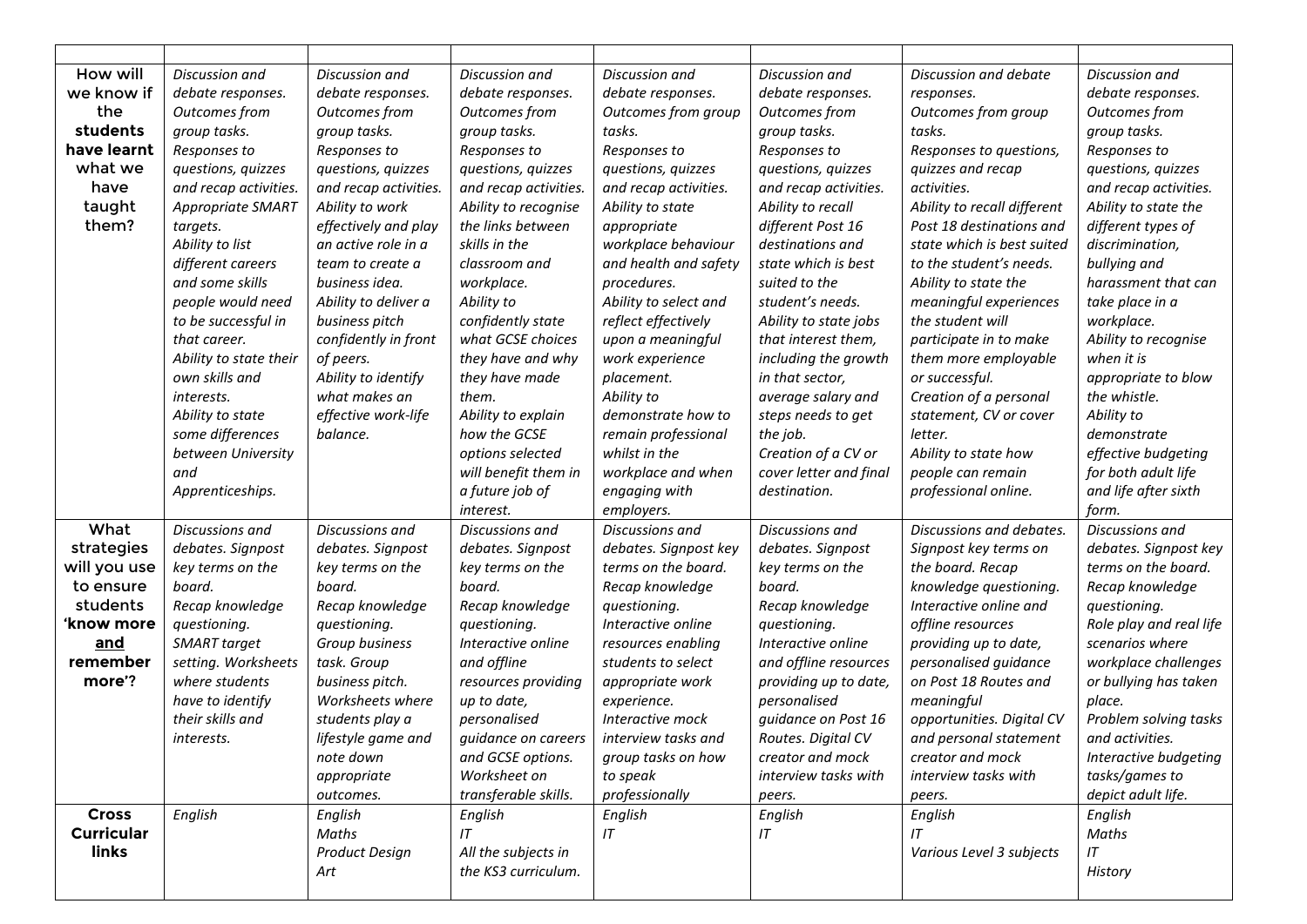| | | | | | | | |
|---|---|---|---|---|---|---|---|
| **How will we know if the students have learnt what we have taught them?** | *Discussion and debate responses. Outcomes from group tasks. Responses to questions, quizzes and recap activities. Appropriate SMART targets. Ability to list different careers and some skills people would need to be successful in that career. Ability to state their own skills and interests. Ability to state some differences between University and Apprenticeships.* | *Discussion and debate responses. Outcomes from group tasks. Responses to questions, quizzes and recap activities. Ability to work effectively and play an active role in a team to create a business idea. Ability to deliver a business pitch confidently in front of peers. Ability to identify what makes an effective work-life balance.* | *Discussion and debate responses. Outcomes from group tasks. Responses to questions, quizzes and recap activities. Ability to recognise the links between skills in the classroom and workplace. Ability to confidently state what GCSE choices they have and why they have made them. Ability to explain how the GCSE options selected will benefit them in a future job of interest.* | *Discussion and debate responses. Outcomes from group tasks. Responses to questions, quizzes and recap activities. Ability to state appropriate workplace behaviour and health and safety procedures. Ability to select and reflect effectively upon a meaningful work experience placement. Ability to demonstrate how to remain professional whilst in the workplace and when engaging with employers.* | *Discussion and debate responses. Outcomes from group tasks. Responses to questions, quizzes and recap activities. Ability to recall different Post 16 destinations and state which is best suited to the student's needs. Ability to state jobs that interest them, including the growth in that sector, average salary and steps needs to get the job. Creation of a CV or cover letter and final destination.* | *Discussion and debate responses. Outcomes from group tasks. Responses to questions, quizzes and recap activities. Ability to recall different Post 18 destinations and state which is best suited to the student's needs. Ability to state the meaningful experiences the student will participate in to make them more employable or successful. Creation of a personal statement, CV or cover letter. Ability to state how people can remain professional online.* | *Discussion and debate responses. Outcomes from group tasks. Responses to questions, quizzes and recap activities. Ability to state the different types of discrimination, bullying and harassment that can take place in a workplace. Ability to recognise when it is appropriate to blow the whistle. Ability to demonstrate effective budgeting for both adult life and life after sixth form.* |
| **What strategies will you use to ensure students 'know more <u>and</u> remember more'?** | *Discussions and debates. Signpost key terms on the board. Recap knowledge questioning. SMART target setting. Worksheets where students have to identify their skills and interests.* | *Discussions and debates. Signpost key terms on the board. Recap knowledge questioning. Group business task. Group business pitch. Worksheets where students play a lifestyle game and note down appropriate outcomes.* | *Discussions and debates. Signpost key terms on the board. Recap knowledge questioning. Interactive online and offline resources providing up to date, personalised guidance on careers and GCSE options. Worksheet on transferable skills.* | *Discussions and debates. Signpost key terms on the board. Recap knowledge questioning. Interactive online resources enabling students to select appropriate work experience. Interactive mock interview tasks and group tasks on how to speak professionally* | *Discussions and debates. Signpost key terms on the board. Recap knowledge questioning. Interactive online and offline resources providing up to date, personalised guidance on Post 16 Routes. Digital CV creator and mock interview tasks with peers.* | *Discussions and debates. Signpost key terms on the board. Recap knowledge questioning. Interactive online and offline resources providing up to date, personalised guidance on Post 18 Routes and meaningful opportunities. Digital CV and personal statement creator and mock interview tasks with peers.* | *Discussions and debates. Signpost key terms on the board. Recap knowledge questioning. Role play and real life scenarios where workplace challenges or bullying has taken place. Problem solving tasks and activities. Interactive budgeting tasks/games to depict adult life.* |
| **Cross Curricular links** | *English* | *English Maths Product Design Art* | *English IT All the subjects in the KS3 curriculum.* | *English IT* | *English IT* | *English IT Various Level 3 subjects* | *English Maths IT History* |